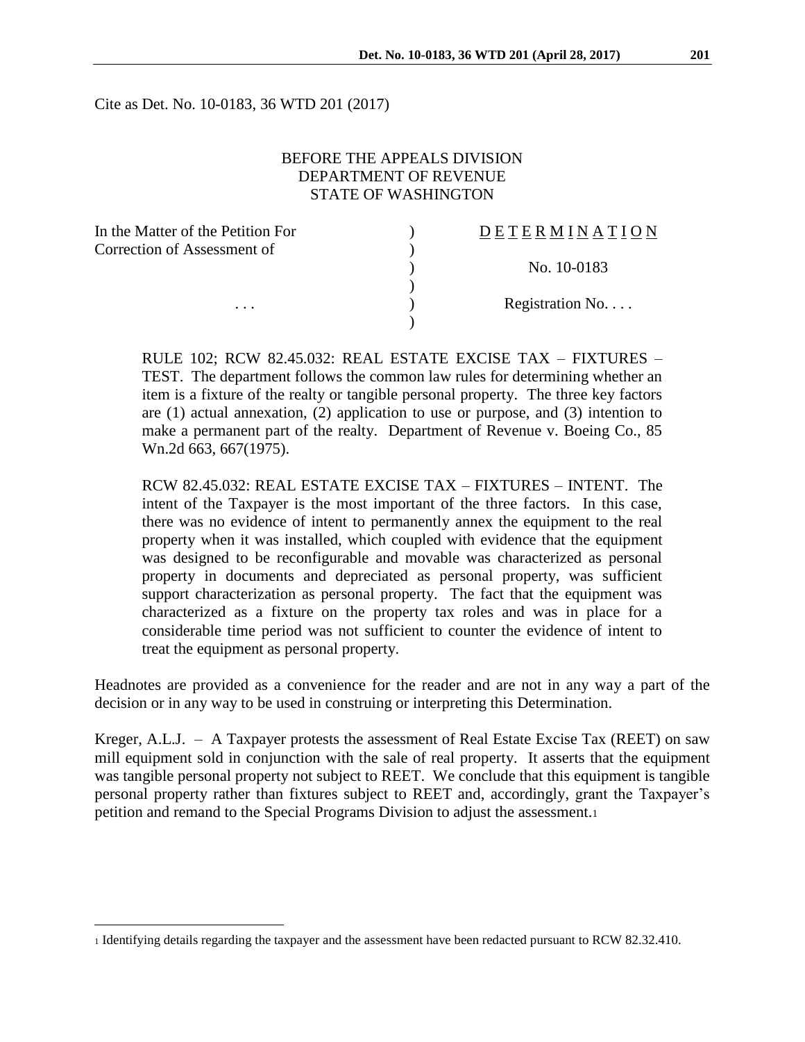Cite as Det. No. 10-0183, 36 WTD 201 (2017)

BEFORE THE APPEALS DIVISION
DEPARTMENT OF REVENUE
STATE OF WASHINGTON

| | | |
|---|---|---|
| In the Matter of the Petition For | ) | D E T E R M I N A T I O N |
| Correction of Assessment of | ) | |
| | ) | No. 10-0183 |
| | ) | |
| . . . | ) | Registration No. . . . |
| | ) | |

RULE 102; RCW 82.45.032: REAL ESTATE EXCISE TAX – FIXTURES – TEST. The department follows the common law rules for determining whether an item is a fixture of the realty or tangible personal property. The three key factors are (1) actual annexation, (2) application to use or purpose, and (3) intention to make a permanent part of the realty. Department of Revenue v. Boeing Co., 85 Wn.2d 663, 667(1975).

RCW 82.45.032: REAL ESTATE EXCISE TAX – FIXTURES – INTENT. The intent of the Taxpayer is the most important of the three factors. In this case, there was no evidence of intent to permanently annex the equipment to the real property when it was installed, which coupled with evidence that the equipment was designed to be reconfigurable and movable was characterized as personal property in documents and depreciated as personal property, was sufficient support characterization as personal property. The fact that the equipment was characterized as a fixture on the property tax roles and was in place for a considerable time period was not sufficient to counter the evidence of intent to treat the equipment as personal property.

Headnotes are provided as a convenience for the reader and are not in any way a part of the decision or in any way to be used in construing or interpreting this Determination.

Kreger, A.L.J. – A Taxpayer protests the assessment of Real Estate Excise Tax (REET) on saw mill equipment sold in conjunction with the sale of real property. It asserts that the equipment was tangible personal property not subject to REET. We conclude that this equipment is tangible personal property rather than fixtures subject to REET and, accordingly, grant the Taxpayer's petition and remand to the Special Programs Division to adjust the assessment.[1]

[1] Identifying details regarding the taxpayer and the assessment have been redacted pursuant to RCW 82.32.410.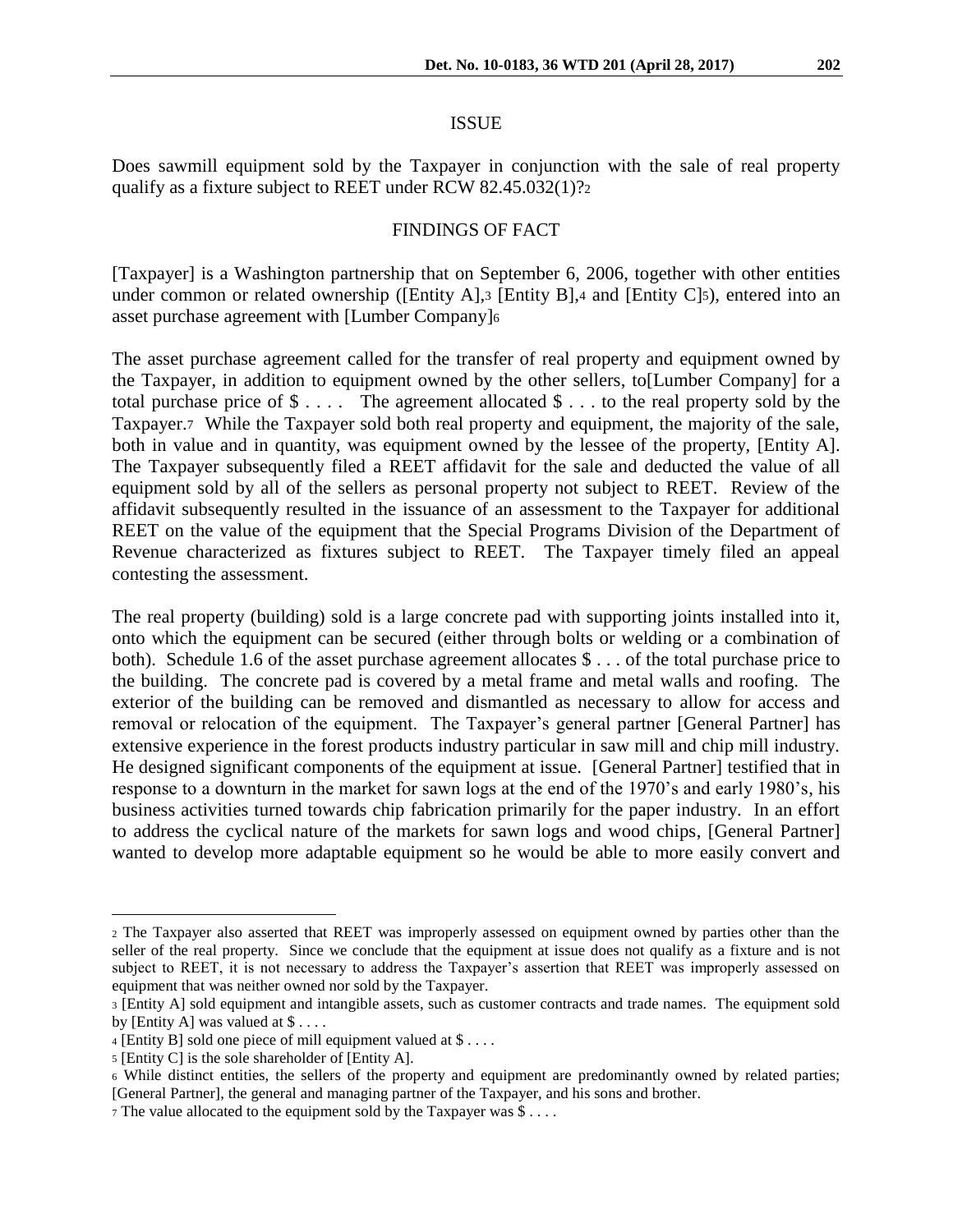## ISSUE

Does sawmill equipment sold by the Taxpayer in conjunction with the sale of real property qualify as a fixture subject to REET under RCW 82.45.032(1)?[2]

## FINDINGS OF FACT

[Taxpayer] is a Washington partnership that on September 6, 2006, together with other entities under common or related ownership ([Entity A],[3] [Entity B],[4] and [Entity C][5]), entered into an asset purchase agreement with [Lumber Company][6]

The asset purchase agreement called for the transfer of real property and equipment owned by the Taxpayer, in addition to equipment owned by the other sellers, to[Lumber Company] for a total purchase price of $ . . . . The agreement allocated $ . . . to the real property sold by the Taxpayer.[7] While the Taxpayer sold both real property and equipment, the majority of the sale, both in value and in quantity, was equipment owned by the lessee of the property, [Entity A]. The Taxpayer subsequently filed a REET affidavit for the sale and deducted the value of all equipment sold by all of the sellers as personal property not subject to REET. Review of the affidavit subsequently resulted in the issuance of an assessment to the Taxpayer for additional REET on the value of the equipment that the Special Programs Division of the Department of Revenue characterized as fixtures subject to REET. The Taxpayer timely filed an appeal contesting the assessment.

The real property (building) sold is a large concrete pad with supporting joints installed into it, onto which the equipment can be secured (either through bolts or welding or a combination of both). Schedule 1.6 of the asset purchase agreement allocates $ . . . of the total purchase price to the building. The concrete pad is covered by a metal frame and metal walls and roofing. The exterior of the building can be removed and dismantled as necessary to allow for access and removal or relocation of the equipment. The Taxpayer's general partner [General Partner] has extensive experience in the forest products industry particular in saw mill and chip mill industry. He designed significant components of the equipment at issue. [General Partner] testified that in response to a downturn in the market for sawn logs at the end of the 1970's and early 1980's, his business activities turned towards chip fabrication primarily for the paper industry. In an effort to address the cyclical nature of the markets for sawn logs and wood chips, [General Partner] wanted to develop more adaptable equipment so he would be able to more easily convert and

---

[2] The Taxpayer also asserted that REET was improperly assessed on equipment owned by parties other than the seller of the real property. Since we conclude that the equipment at issue does not qualify as a fixture and is not subject to REET, it is not necessary to address the Taxpayer's assertion that REET was improperly assessed on equipment that was neither owned nor sold by the Taxpayer.

[3] [Entity A] sold equipment and intangible assets, such as customer contracts and trade names. The equipment sold by [Entity A] was valued at $ . . . .

[4] [Entity B] sold one piece of mill equipment valued at $ . . . .

[5] [Entity C] is the sole shareholder of [Entity A].

[6] While distinct entities, the sellers of the property and equipment are predominantly owned by related parties; [General Partner], the general and managing partner of the Taxpayer, and his sons and brother.

[7] The value allocated to the equipment sold by the Taxpayer was $ . . . .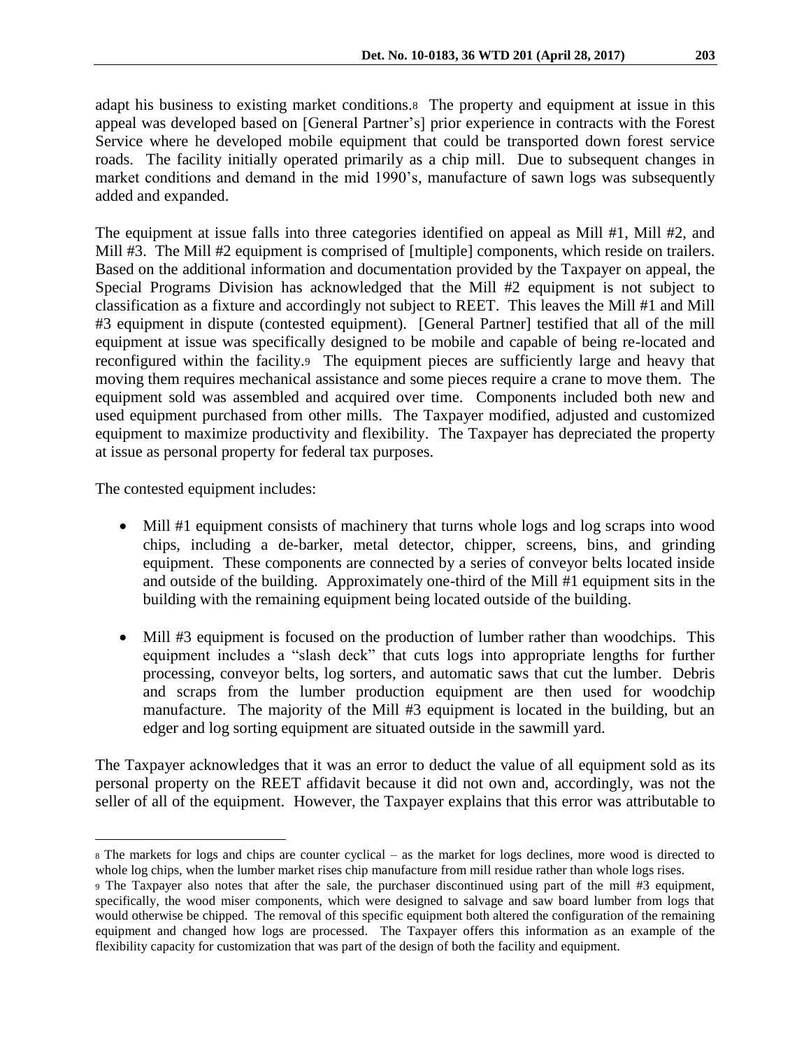adapt his business to existing market conditions.[8] The property and equipment at issue in this appeal was developed based on [General Partner's] prior experience in contracts with the Forest Service where he developed mobile equipment that could be transported down forest service roads. The facility initially operated primarily as a chip mill. Due to subsequent changes in market conditions and demand in the mid 1990's, manufacture of sawn logs was subsequently added and expanded.

The equipment at issue falls into three categories identified on appeal as Mill #1, Mill #2, and Mill #3. The Mill #2 equipment is comprised of [multiple] components, which reside on trailers. Based on the additional information and documentation provided by the Taxpayer on appeal, the Special Programs Division has acknowledged that the Mill #2 equipment is not subject to classification as a fixture and accordingly not subject to REET. This leaves the Mill #1 and Mill #3 equipment in dispute (contested equipment). [General Partner] testified that all of the mill equipment at issue was specifically designed to be mobile and capable of being re-located and reconfigured within the facility.[9] The equipment pieces are sufficiently large and heavy that moving them requires mechanical assistance and some pieces require a crane to move them. The equipment sold was assembled and acquired over time. Components included both new and used equipment purchased from other mills. The Taxpayer modified, adjusted and customized equipment to maximize productivity and flexibility. The Taxpayer has depreciated the property at issue as personal property for federal tax purposes.

The contested equipment includes:

- Mill #1 equipment consists of machinery that turns whole logs and log scraps into wood chips, including a de-barker, metal detector, chipper, screens, bins, and grinding equipment. These components are connected by a series of conveyor belts located inside and outside of the building. Approximately one-third of the Mill #1 equipment sits in the building with the remaining equipment being located outside of the building.

- Mill #3 equipment is focused on the production of lumber rather than woodchips. This equipment includes a "slash deck" that cuts logs into appropriate lengths for further processing, conveyor belts, log sorters, and automatic saws that cut the lumber. Debris and scraps from the lumber production equipment are then used for woodchip manufacture. The majority of the Mill #3 equipment is located in the building, but an edger and log sorting equipment are situated outside in the sawmill yard.

The Taxpayer acknowledges that it was an error to deduct the value of all equipment sold as its personal property on the REET affidavit because it did not own and, accordingly, was not the seller of all of the equipment. However, the Taxpayer explains that this error was attributable to

---

[8] The markets for logs and chips are counter cyclical – as the market for logs declines, more wood is directed to whole log chips, when the lumber market rises chip manufacture from mill residue rather than whole logs rises.

[9] The Taxpayer also notes that after the sale, the purchaser discontinued using part of the mill #3 equipment, specifically, the wood miser components, which were designed to salvage and saw board lumber from logs that would otherwise be chipped. The removal of this specific equipment both altered the configuration of the remaining equipment and changed how logs are processed. The Taxpayer offers this information as an example of the flexibility capacity for customization that was part of the design of both the facility and equipment.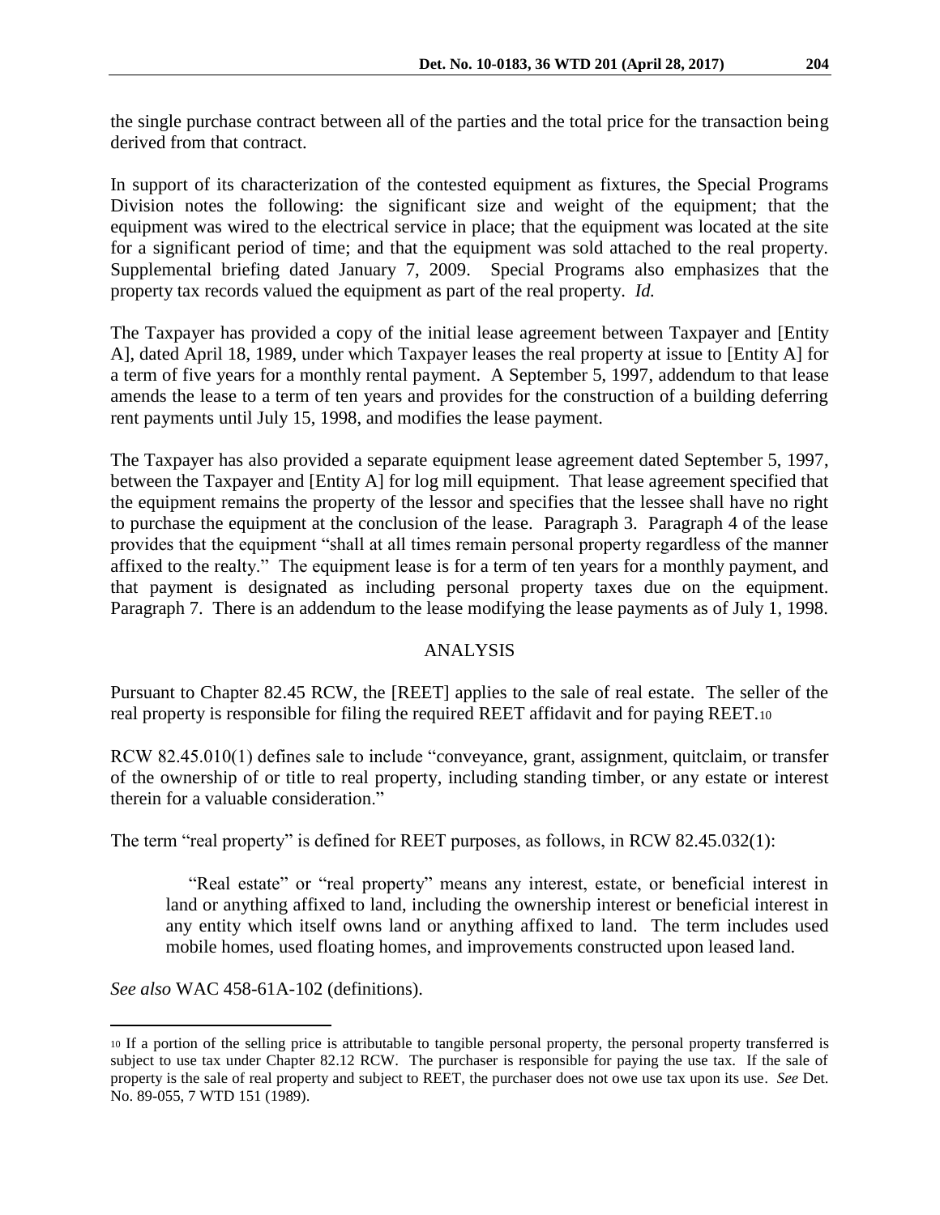the single purchase contract between all of the parties and the total price for the transaction being derived from that contract.

In support of its characterization of the contested equipment as fixtures, the Special Programs Division notes the following: the significant size and weight of the equipment; that the equipment was wired to the electrical service in place; that the equipment was located at the site for a significant period of time; and that the equipment was sold attached to the real property. Supplemental briefing dated January 7, 2009. Special Programs also emphasizes that the property tax records valued the equipment as part of the real property. *Id.*

The Taxpayer has provided a copy of the initial lease agreement between Taxpayer and [Entity A], dated April 18, 1989, under which Taxpayer leases the real property at issue to [Entity A] for a term of five years for a monthly rental payment. A September 5, 1997, addendum to that lease amends the lease to a term of ten years and provides for the construction of a building deferring rent payments until July 15, 1998, and modifies the lease payment.

The Taxpayer has also provided a separate equipment lease agreement dated September 5, 1997, between the Taxpayer and [Entity A] for log mill equipment. That lease agreement specified that the equipment remains the property of the lessor and specifies that the lessee shall have no right to purchase the equipment at the conclusion of the lease. Paragraph 3. Paragraph 4 of the lease provides that the equipment "shall at all times remain personal property regardless of the manner affixed to the realty." The equipment lease is for a term of ten years for a monthly payment, and that payment is designated as including personal property taxes due on the equipment. Paragraph 7. There is an addendum to the lease modifying the lease payments as of July 1, 1998.

## ANALYSIS

Pursuant to Chapter 82.45 RCW, the [REET] applies to the sale of real estate. The seller of the real property is responsible for filing the required REET affidavit and for paying REET.[10]

RCW 82.45.010(1) defines sale to include "conveyance, grant, assignment, quitclaim, or transfer of the ownership of or title to real property, including standing timber, or any estate or interest therein for a valuable consideration."

The term "real property" is defined for REET purposes, as follows, in RCW 82.45.032(1):

> "Real estate" or "real property" means any interest, estate, or beneficial interest in land or anything affixed to land, including the ownership interest or beneficial interest in any entity which itself owns land or anything affixed to land. The term includes used mobile homes, used floating homes, and improvements constructed upon leased land.

*See also* WAC 458-61A-102 (definitions).

---

[10] If a portion of the selling price is attributable to tangible personal property, the personal property transferred is subject to use tax under Chapter 82.12 RCW. The purchaser is responsible for paying the use tax. If the sale of property is the sale of real property and subject to REET, the purchaser does not owe use tax upon its use. *See* Det. No. 89-055, 7 WTD 151 (1989).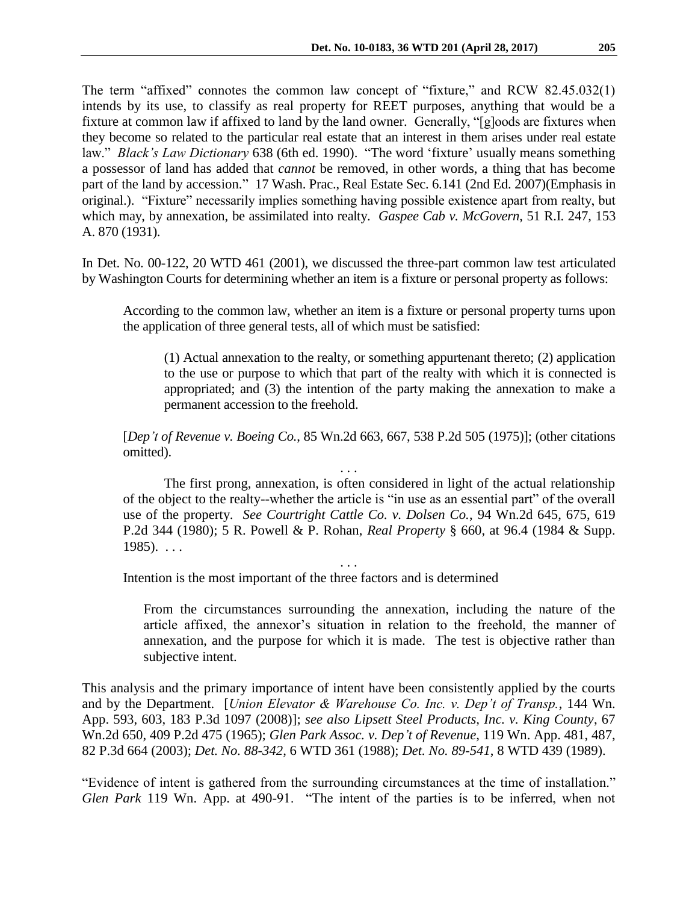The term "affixed" connotes the common law concept of "fixture," and RCW 82.45.032(1) intends by its use, to classify as real property for REET purposes, anything that would be a fixture at common law if affixed to land by the land owner. Generally, "[g]oods are fixtures when they become so related to the particular real estate that an interest in them arises under real estate law." *Black's Law Dictionary* 638 (6th ed. 1990). "The word 'fixture' usually means something a possessor of land has added that *cannot* be removed, in other words, a thing that has become part of the land by accession." 17 Wash. Prac., Real Estate Sec. 6.141 (2nd Ed. 2007)(Emphasis in original.). "Fixture" necessarily implies something having possible existence apart from realty, but which may, by annexation, be assimilated into realty. *Gaspee Cab v. McGovern*, 51 R.I. 247, 153 A. 870 (1931).

In Det. No. 00-122, 20 WTD 461 (2001), we discussed the three-part common law test articulated by Washington Courts for determining whether an item is a fixture or personal property as follows:

> According to the common law, whether an item is a fixture or personal property turns upon the application of three general tests, all of which must be satisfied:
>
> > (1) Actual annexation to the realty, or something appurtenant thereto; (2) application to the use or purpose to which that part of the realty with which it is connected is appropriated; and (3) the intention of the party making the annexation to make a permanent accession to the freehold.
>
> [*Dep't of Revenue v. Boeing Co.*, 85 Wn.2d 663, 667, 538 P.2d 505 (1975)]; (other citations omitted).
>
> . . .
>
> The first prong, annexation, is often considered in light of the actual relationship of the object to the realty--whether the article is "in use as an essential part" of the overall use of the property. *See Courtright Cattle Co. v. Dolsen Co.*, 94 Wn.2d 645, 675, 619 P.2d 344 (1980); 5 R. Powell & P. Rohan, *Real Property* § 660, at 96.4 (1984 & Supp. 1985). . . .
>
> . . .
>
> Intention is the most important of the three factors and is determined
>
> > From the circumstances surrounding the annexation, including the nature of the article affixed, the annexor's situation in relation to the freehold, the manner of annexation, and the purpose for which it is made. The test is objective rather than subjective intent.

This analysis and the primary importance of intent have been consistently applied by the courts and by the Department. [*Union Elevator & Warehouse Co. Inc. v. Dep't of Transp.*, 144 Wn. App. 593, 603, 183 P.3d 1097 (2008)]; *see also Lipsett Steel Products, Inc. v. King County*, 67 Wn.2d 650, 409 P.2d 475 (1965); *Glen Park Assoc. v. Dep't of Revenue*, 119 Wn. App. 481, 487, 82 P.3d 664 (2003); *Det. No. 88-342*, 6 WTD 361 (1988); *Det. No. 89-541*, 8 WTD 439 (1989).

"Evidence of intent is gathered from the surrounding circumstances at the time of installation." *Glen Park* 119 Wn. App. at 490-91. "The intent of the parties ís to be inferred, when not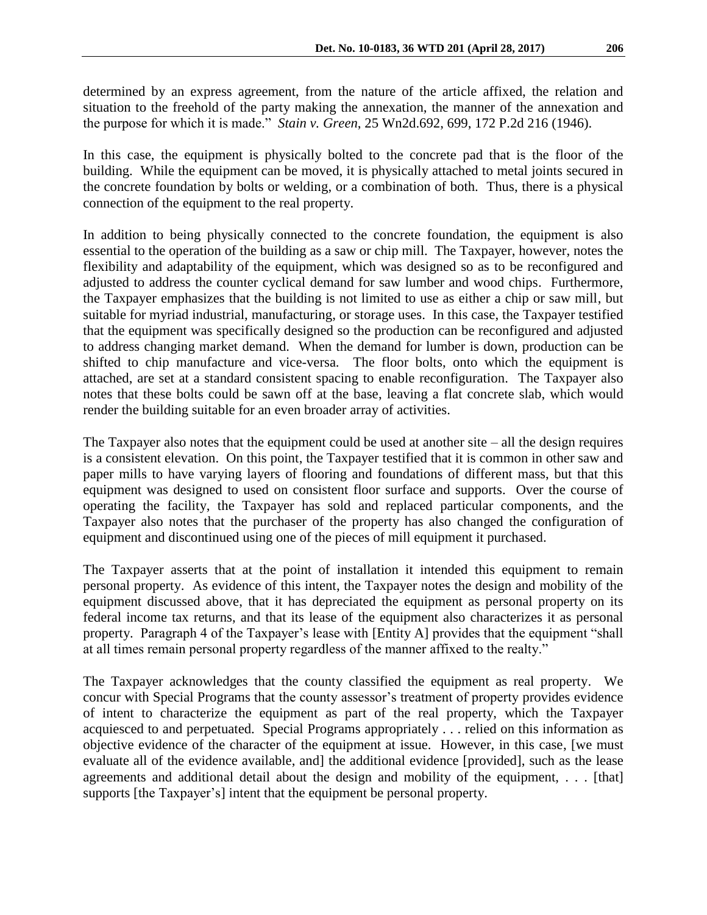determined by an express agreement, from the nature of the article affixed, the relation and situation to the freehold of the party making the annexation, the manner of the annexation and the purpose for which it is made." *Stain v. Green*, 25 Wn2d.692, 699, 172 P.2d 216 (1946).

In this case, the equipment is physically bolted to the concrete pad that is the floor of the building. While the equipment can be moved, it is physically attached to metal joints secured in the concrete foundation by bolts or welding, or a combination of both. Thus, there is a physical connection of the equipment to the real property.

In addition to being physically connected to the concrete foundation, the equipment is also essential to the operation of the building as a saw or chip mill. The Taxpayer, however, notes the flexibility and adaptability of the equipment, which was designed so as to be reconfigured and adjusted to address the counter cyclical demand for saw lumber and wood chips. Furthermore, the Taxpayer emphasizes that the building is not limited to use as either a chip or saw mill, but suitable for myriad industrial, manufacturing, or storage uses. In this case, the Taxpayer testified that the equipment was specifically designed so the production can be reconfigured and adjusted to address changing market demand. When the demand for lumber is down, production can be shifted to chip manufacture and vice-versa. The floor bolts, onto which the equipment is attached, are set at a standard consistent spacing to enable reconfiguration. The Taxpayer also notes that these bolts could be sawn off at the base, leaving a flat concrete slab, which would render the building suitable for an even broader array of activities.

The Taxpayer also notes that the equipment could be used at another site – all the design requires is a consistent elevation. On this point, the Taxpayer testified that it is common in other saw and paper mills to have varying layers of flooring and foundations of different mass, but that this equipment was designed to used on consistent floor surface and supports. Over the course of operating the facility, the Taxpayer has sold and replaced particular components, and the Taxpayer also notes that the purchaser of the property has also changed the configuration of equipment and discontinued using one of the pieces of mill equipment it purchased.

The Taxpayer asserts that at the point of installation it intended this equipment to remain personal property. As evidence of this intent, the Taxpayer notes the design and mobility of the equipment discussed above, that it has depreciated the equipment as personal property on its federal income tax returns, and that its lease of the equipment also characterizes it as personal property. Paragraph 4 of the Taxpayer's lease with [Entity A] provides that the equipment "shall at all times remain personal property regardless of the manner affixed to the realty."

The Taxpayer acknowledges that the county classified the equipment as real property. We concur with Special Programs that the county assessor's treatment of property provides evidence of intent to characterize the equipment as part of the real property, which the Taxpayer acquiesced to and perpetuated. Special Programs appropriately . . . relied on this information as objective evidence of the character of the equipment at issue. However, in this case, [we must evaluate all of the evidence available, and] the additional evidence [provided], such as the lease agreements and additional detail about the design and mobility of the equipment, . . . [that] supports [the Taxpayer's] intent that the equipment be personal property.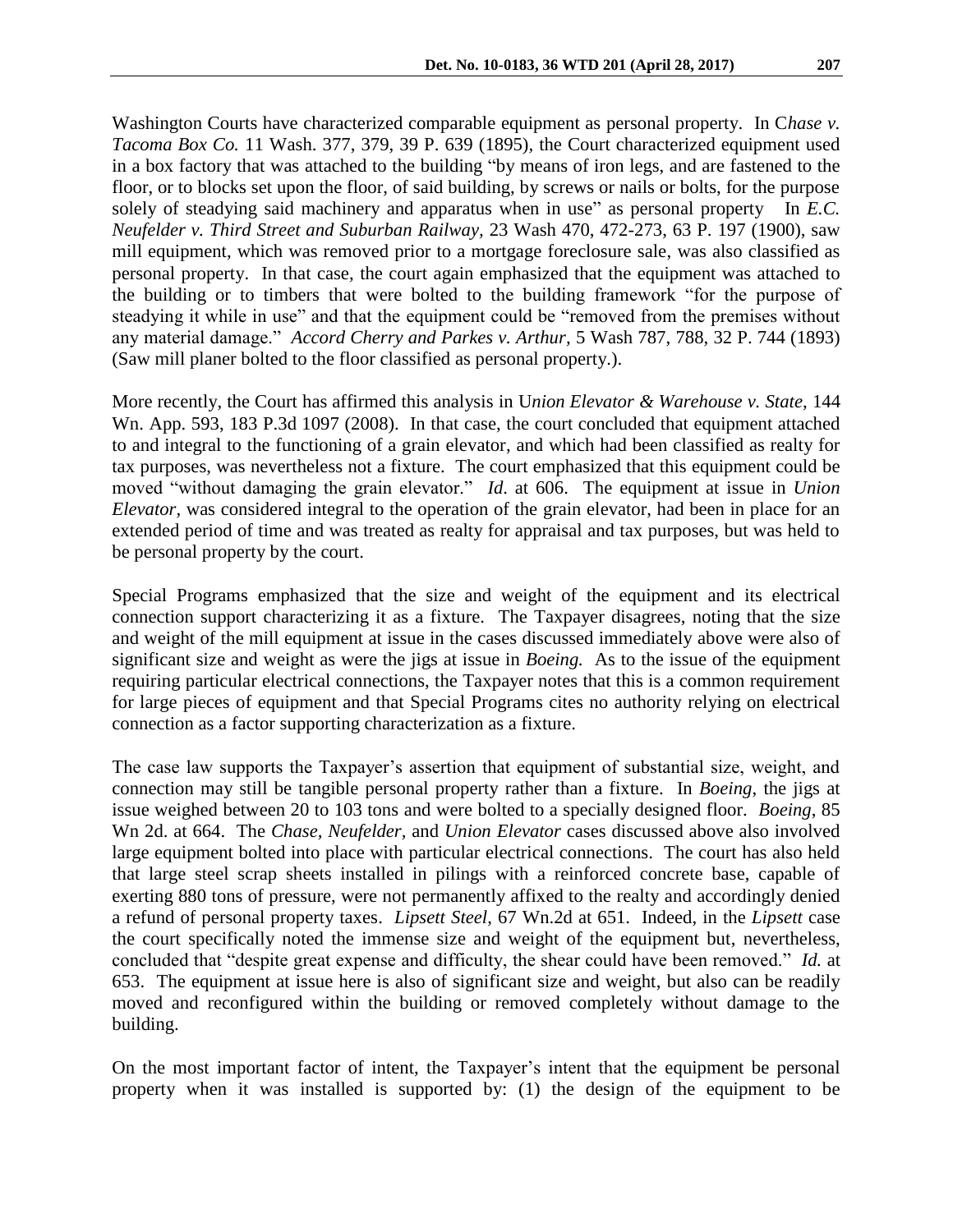Washington Courts have characterized comparable equipment as personal property. In C*hase v. Tacoma Box Co.* 11 Wash. 377, 379, 39 P. 639 (1895), the Court characterized equipment used in a box factory that was attached to the building "by means of iron legs, and are fastened to the floor, or to blocks set upon the floor, of said building, by screws or nails or bolts, for the purpose solely of steadying said machinery and apparatus when in use" as personal property In *E.C. Neufelder v. Third Street and Suburban Railway,* 23 Wash 470, 472-273, 63 P. 197 (1900), saw mill equipment, which was removed prior to a mortgage foreclosure sale, was also classified as personal property. In that case, the court again emphasized that the equipment was attached to the building or to timbers that were bolted to the building framework "for the purpose of steadying it while in use" and that the equipment could be "removed from the premises without any material damage." *Accord Cherry and Parkes v. Arthur,* 5 Wash 787, 788, 32 P. 744 (1893) (Saw mill planer bolted to the floor classified as personal property.).

More recently, the Court has affirmed this analysis in U*nion Elevator & Warehouse v. State*, 144 Wn. App. 593, 183 P.3d 1097 (2008). In that case, the court concluded that equipment attached to and integral to the functioning of a grain elevator, and which had been classified as realty for tax purposes, was nevertheless not a fixture. The court emphasized that this equipment could be moved "without damaging the grain elevator." *Id.* at 606. The equipment at issue in *Union Elevator,* was considered integral to the operation of the grain elevator, had been in place for an extended period of time and was treated as realty for appraisal and tax purposes, but was held to be personal property by the court.

Special Programs emphasized that the size and weight of the equipment and its electrical connection support characterizing it as a fixture. The Taxpayer disagrees, noting that the size and weight of the mill equipment at issue in the cases discussed immediately above were also of significant size and weight as were the jigs at issue in *Boeing.* As to the issue of the equipment requiring particular electrical connections, the Taxpayer notes that this is a common requirement for large pieces of equipment and that Special Programs cites no authority relying on electrical connection as a factor supporting characterization as a fixture.

The case law supports the Taxpayer's assertion that equipment of substantial size, weight, and connection may still be tangible personal property rather than a fixture. In *Boeing*, the jigs at issue weighed between 20 to 103 tons and were bolted to a specially designed floor. *Boeing*, 85 Wn 2d. at 664. The *Chase, Neufelder,* and *Union Elevator* cases discussed above also involved large equipment bolted into place with particular electrical connections. The court has also held that large steel scrap sheets installed in pilings with a reinforced concrete base, capable of exerting 880 tons of pressure, were not permanently affixed to the realty and accordingly denied a refund of personal property taxes. *Lipsett Steel*, 67 Wn.2d at 651. Indeed, in the *Lipsett* case the court specifically noted the immense size and weight of the equipment but, nevertheless, concluded that "despite great expense and difficulty, the shear could have been removed." *Id.* at 653. The equipment at issue here is also of significant size and weight, but also can be readily moved and reconfigured within the building or removed completely without damage to the building.

On the most important factor of intent, the Taxpayer's intent that the equipment be personal property when it was installed is supported by: (1) the design of the equipment to be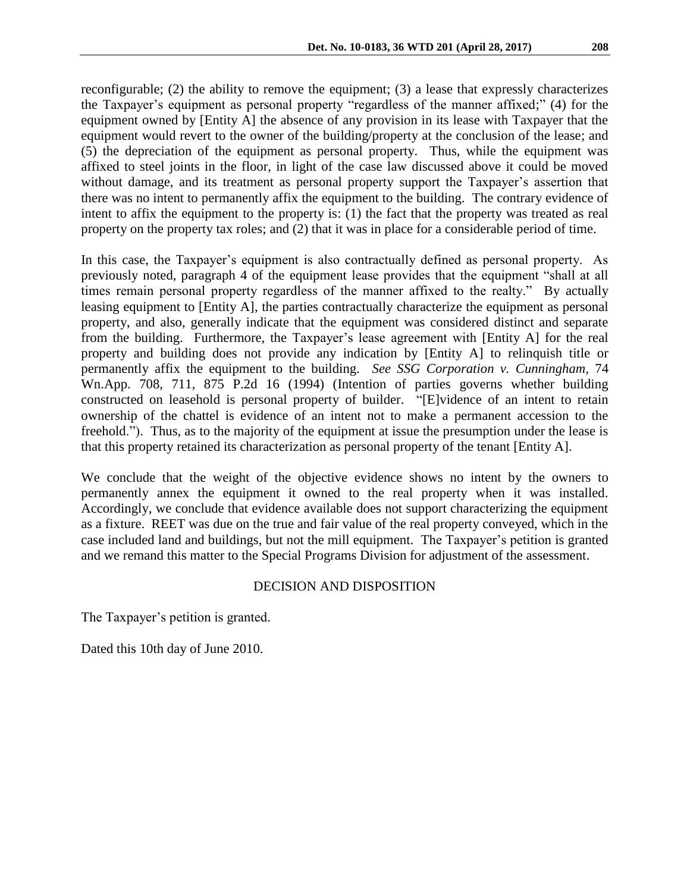reconfigurable; (2) the ability to remove the equipment; (3) a lease that expressly characterizes the Taxpayer's equipment as personal property "regardless of the manner affixed;" (4) for the equipment owned by [Entity A] the absence of any provision in its lease with Taxpayer that the equipment would revert to the owner of the building/property at the conclusion of the lease; and (5) the depreciation of the equipment as personal property. Thus, while the equipment was affixed to steel joints in the floor, in light of the case law discussed above it could be moved without damage, and its treatment as personal property support the Taxpayer's assertion that there was no intent to permanently affix the equipment to the building. The contrary evidence of intent to affix the equipment to the property is: (1) the fact that the property was treated as real property on the property tax roles; and (2) that it was in place for a considerable period of time.

In this case, the Taxpayer's equipment is also contractually defined as personal property. As previously noted, paragraph 4 of the equipment lease provides that the equipment "shall at all times remain personal property regardless of the manner affixed to the realty." By actually leasing equipment to [Entity A], the parties contractually characterize the equipment as personal property, and also, generally indicate that the equipment was considered distinct and separate from the building. Furthermore, the Taxpayer's lease agreement with [Entity A] for the real property and building does not provide any indication by [Entity A] to relinquish title or permanently affix the equipment to the building. *See SSG Corporation v. Cunningham*, 74 Wn.App. 708, 711, 875 P.2d 16 (1994) (Intention of parties governs whether building constructed on leasehold is personal property of builder. "[E]vidence of an intent to retain ownership of the chattel is evidence of an intent not to make a permanent accession to the freehold."). Thus, as to the majority of the equipment at issue the presumption under the lease is that this property retained its characterization as personal property of the tenant [Entity A].

We conclude that the weight of the objective evidence shows no intent by the owners to permanently annex the equipment it owned to the real property when it was installed. Accordingly, we conclude that evidence available does not support characterizing the equipment as a fixture. REET was due on the true and fair value of the real property conveyed, which in the case included land and buildings, but not the mill equipment. The Taxpayer's petition is granted and we remand this matter to the Special Programs Division for adjustment of the assessment.

## DECISION AND DISPOSITION

The Taxpayer's petition is granted.

Dated this 10th day of June 2010.